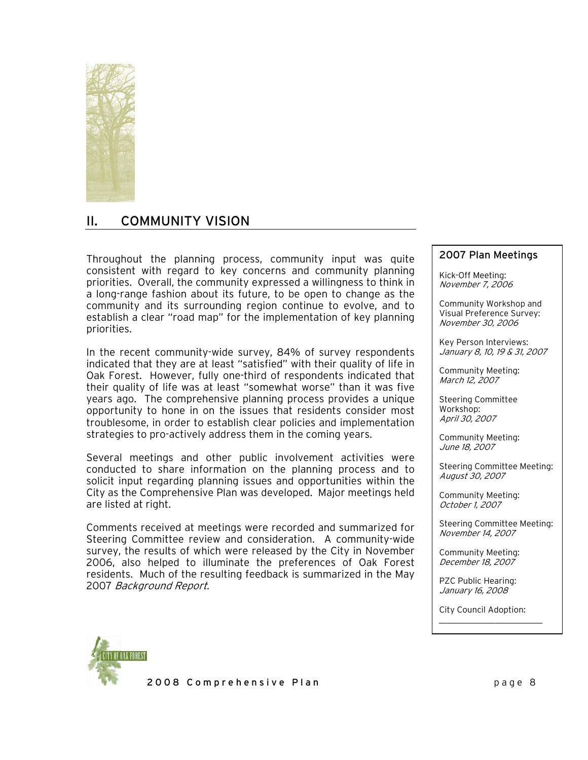## II. COMMUNITY VISION

Throughout the planning process, community input was quite consistent with regard to key concerns and community planning priorities. Overall, the community expressed a willingness to think in a long-range fashion about its future, to be open to change as the community and its surrounding region continue to evolve, and to establish a clear "road map" for the implementation of key planning priorities.

In the recent community-wide survey, 84% of survey respondents indicated that they are at least "satisfied" with their quality of life in Oak Forest. However, fully one-third of respondents indicated that their quality of life was at least "somewhat worse" than it was five years ago. The comprehensive planning process provides a unique opportunity to hone in on the issues that residents consider most troublesome, in order to establish clear policies and implementation strategies to pro-actively address them in the coming years.

Several meetings and other public involvement activities were conducted to share information on the planning process and to solicit input regarding planning issues and opportunities within the City as the Comprehensive Plan was developed. Major meetings held are listed at right.

Comments received at meetings were recorded and summarized for Steering Committee review and consideration. A community-wide survey, the results of which were released by the City in November 2006, also helped to illuminate the preferences of Oak Forest residents. Much of the resulting feedback is summarized in the May 2007 *Background Report*.

### 2007 Plan Meetings

Kick-Off Meeting:
*November 7, 2006*

Community Workshop and Visual Preference Survey:
*November 30, 2006*

Key Person Interviews:
*January 8, 10, 19 & 31, 2007*

Community Meeting:
*March 12, 2007*

Steering Committee Workshop:
*April 30, 2007*

Community Meeting:
*June 18, 2007*

Steering Committee Meeting:
*August 30, 2007*

Community Meeting:
*October 1, 2007*

Steering Committee Meeting:
*November 14, 2007*

Community Meeting:
*December 18, 2007*

PZC Public Hearing:
*January 16, 2008*

City Council Adoption:
______________________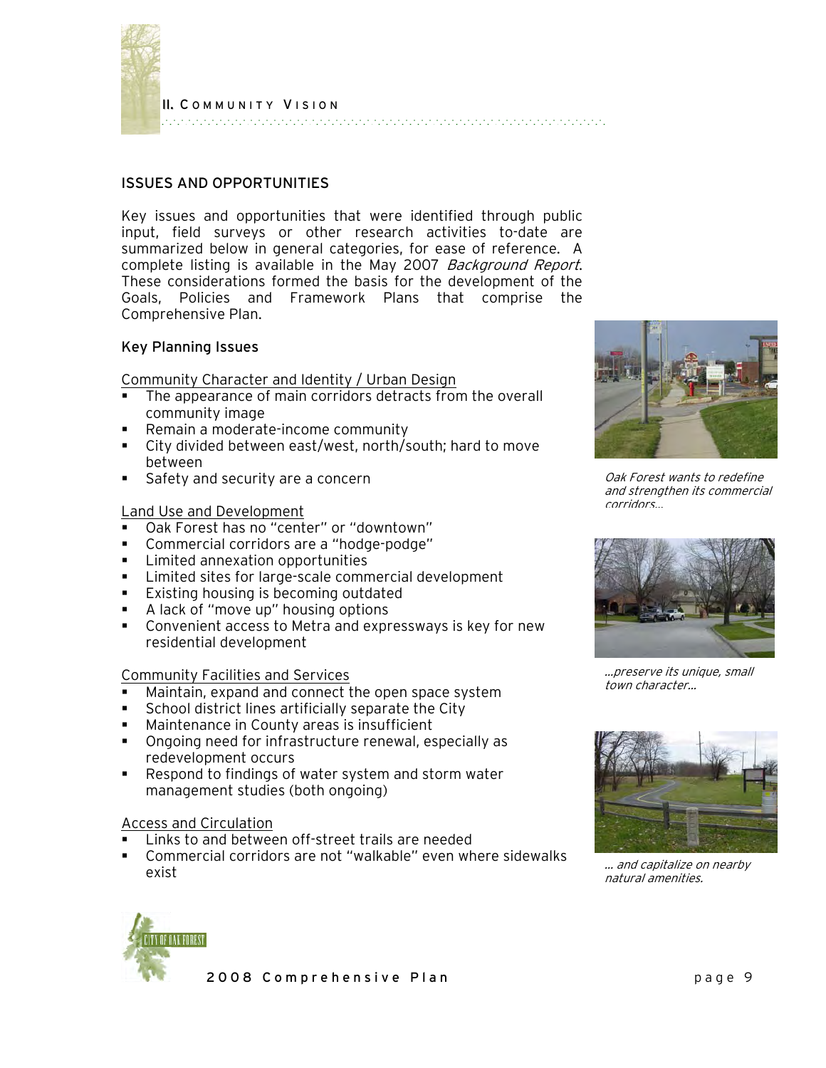## ISSUES AND OPPORTUNITIES

Key issues and opportunities that were identified through public input, field surveys or other research activities to-date are summarized below in general categories, for ease of reference. A complete listing is available in the May 2007 *Background Report*. These considerations formed the basis for the development of the Goals, Policies and Framework Plans that comprise the Comprehensive Plan.

### Key Planning Issues

Community Character and Identity / Urban Design

- The appearance of main corridors detracts from the overall community image
- Remain a moderate-income community
- City divided between east/west, north/south; hard to move between
- Safety and security are a concern

Land Use and Development

- Oak Forest has no "center" or "downtown"
- Commercial corridors are a "hodge-podge"
- Limited annexation opportunities
- Limited sites for large-scale commercial development
- Existing housing is becoming outdated
- A lack of "move up" housing options
- Convenient access to Metra and expressways is key for new residential development

Community Facilities and Services

- Maintain, expand and connect the open space system
- School district lines artificially separate the City
- Maintenance in County areas is insufficient
- Ongoing need for infrastructure renewal, especially as redevelopment occurs
- Respond to findings of water system and storm water management studies (both ongoing)

Access and Circulation

- Links to and between off-street trails are needed
- Commercial corridors are not "walkable" even where sidewalks exist

*Oak Forest wants to redefine and strengthen its commercial corridors…*

*…preserve its unique, small town character…*

*… and capitalize on nearby natural amenities.*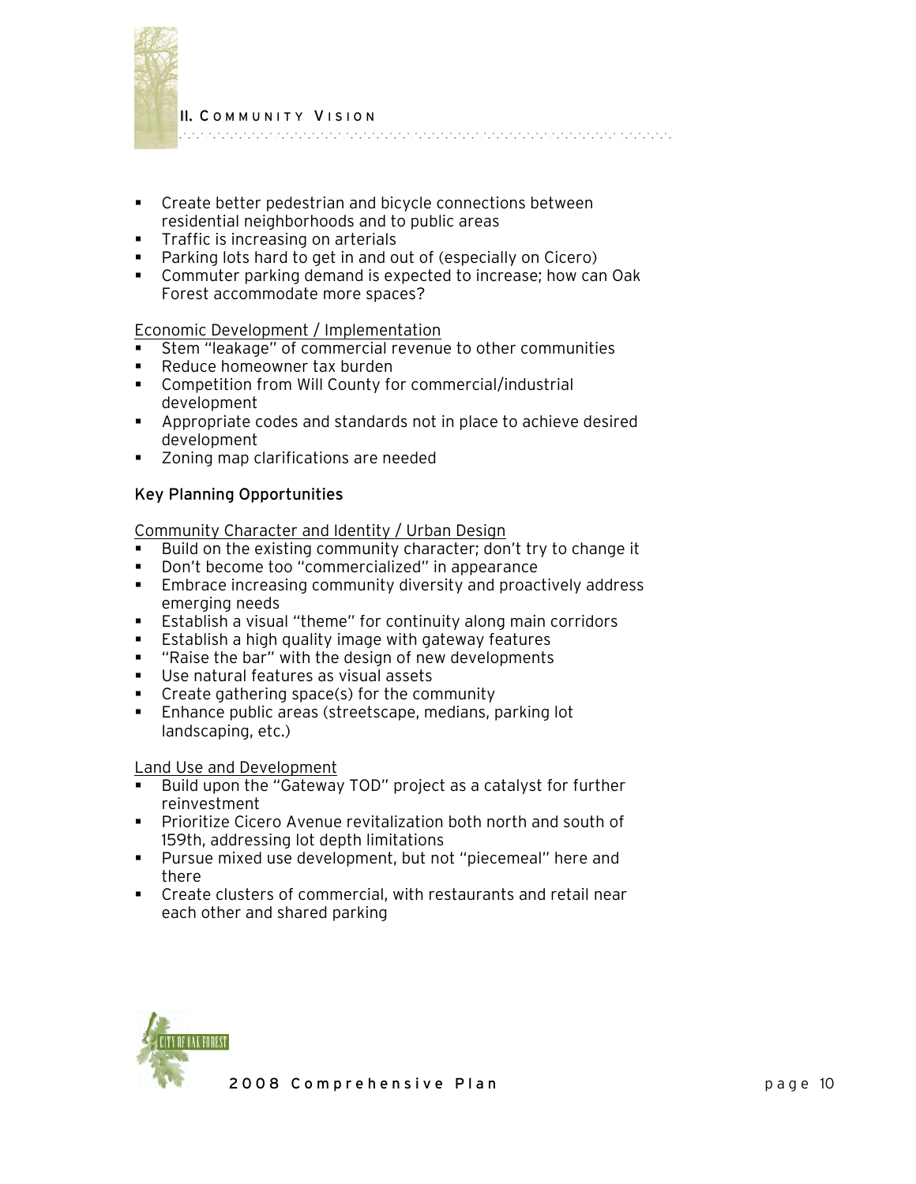- Create better pedestrian and bicycle connections between residential neighborhoods and to public areas
- Traffic is increasing on arterials
- Parking lots hard to get in and out of (especially on Cicero)
- Commuter parking demand is expected to increase; how can Oak Forest accommodate more spaces?

Economic Development / Implementation

- Stem "leakage" of commercial revenue to other communities
- Reduce homeowner tax burden
- Competition from Will County for commercial/industrial development
- Appropriate codes and standards not in place to achieve desired development
- Zoning map clarifications are needed

### Key Planning Opportunities

Community Character and Identity / Urban Design

- Build on the existing community character; don't try to change it
- Don't become too "commercialized" in appearance
- Embrace increasing community diversity and proactively address emerging needs
- Establish a visual "theme" for continuity along main corridors
- Establish a high quality image with gateway features
- "Raise the bar" with the design of new developments
- Use natural features as visual assets
- Create gathering space(s) for the community
- Enhance public areas (streetscape, medians, parking lot landscaping, etc.)

Land Use and Development

- Build upon the "Gateway TOD" project as a catalyst for further reinvestment
- Prioritize Cicero Avenue revitalization both north and south of 159th, addressing lot depth limitations
- Pursue mixed use development, but not "piecemeal" here and there
- Create clusters of commercial, with restaurants and retail near each other and shared parking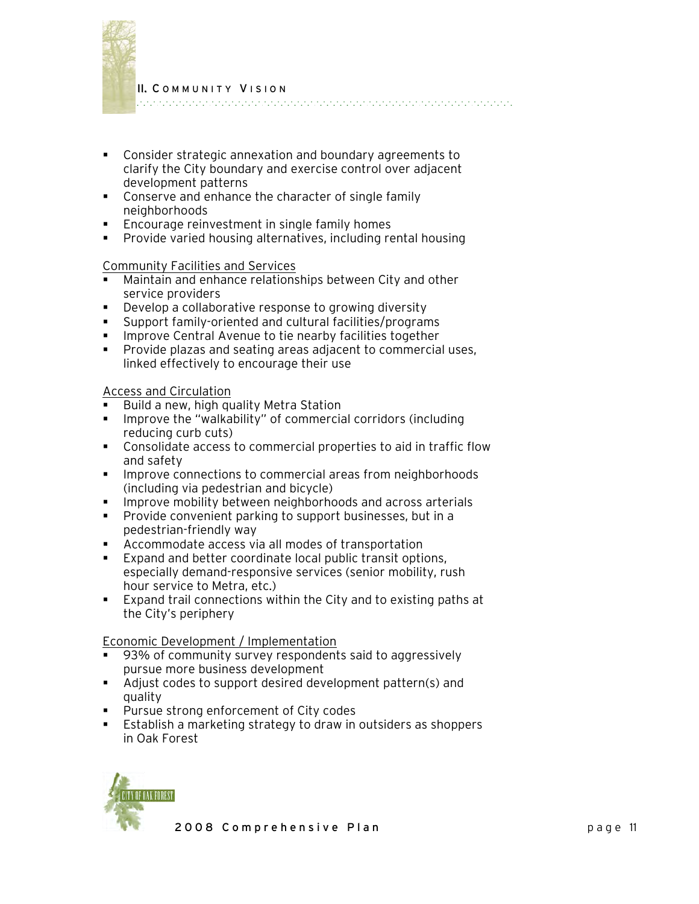- Consider strategic annexation and boundary agreements to clarify the City boundary and exercise control over adjacent development patterns
- Conserve and enhance the character of single family neighborhoods
- Encourage reinvestment in single family homes
- Provide varied housing alternatives, including rental housing

Community Facilities and Services

- Maintain and enhance relationships between City and other service providers
- Develop a collaborative response to growing diversity
- Support family-oriented and cultural facilities/programs
- Improve Central Avenue to tie nearby facilities together
- Provide plazas and seating areas adjacent to commercial uses, linked effectively to encourage their use

Access and Circulation

- Build a new, high quality Metra Station
- Improve the "walkability" of commercial corridors (including reducing curb cuts)
- Consolidate access to commercial properties to aid in traffic flow and safety
- Improve connections to commercial areas from neighborhoods (including via pedestrian and bicycle)
- Improve mobility between neighborhoods and across arterials
- Provide convenient parking to support businesses, but in a pedestrian-friendly way
- Accommodate access via all modes of transportation
- Expand and better coordinate local public transit options, especially demand-responsive services (senior mobility, rush hour service to Metra, etc.)
- Expand trail connections within the City and to existing paths at the City's periphery

Economic Development / Implementation

- 93% of community survey respondents said to aggressively pursue more business development
- Adjust codes to support desired development pattern(s) and quality
- Pursue strong enforcement of City codes
- Establish a marketing strategy to draw in outsiders as shoppers in Oak Forest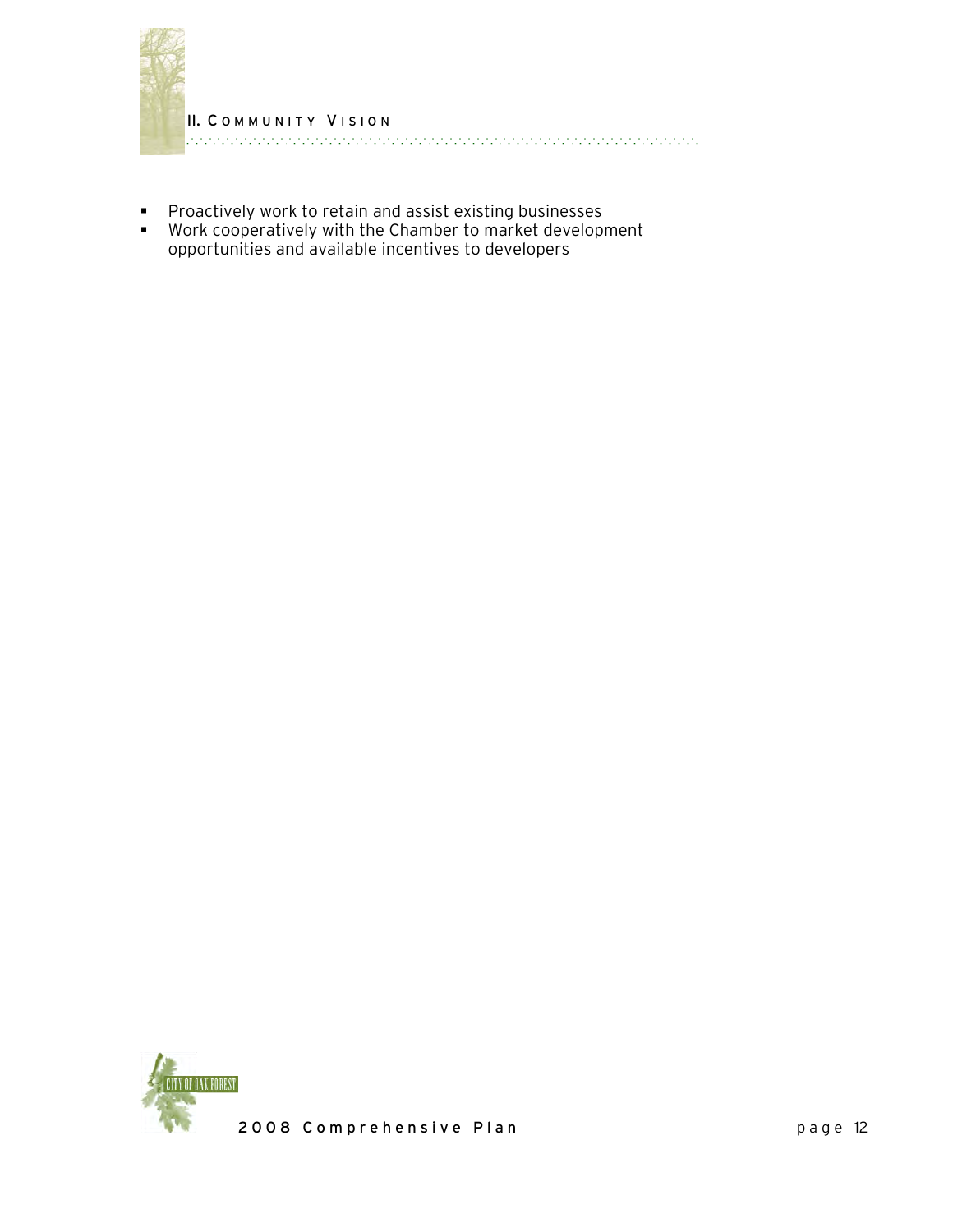- Proactively work to retain and assist existing businesses
- Work cooperatively with the Chamber to market development opportunities and available incentives to developers